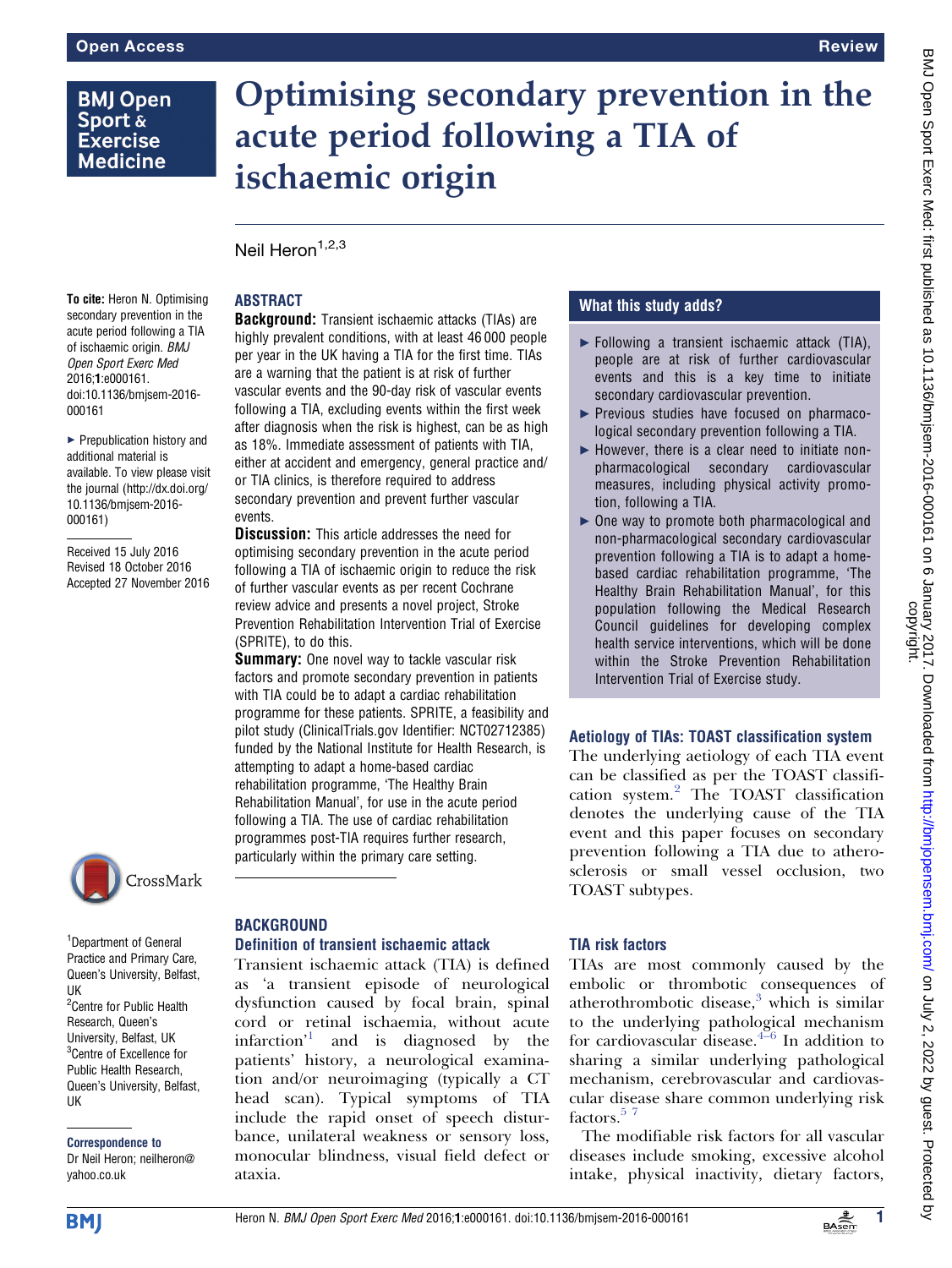Open Access

Review

# Optimising secondary prevention in the acute period following a TIA of ischaemic origin

Neil Heron[1,2,3]

**To cite:** Heron N. Optimising secondary prevention in the acute period following a TIA of ischaemic origin. *BMJ Open Sport Exerc Med* 2016;**1**:e000161. doi:10.1136/bmjsem-2016-000161

► Prepublication history and additional material is available. To view please visit the journal (http://dx.doi.org/10.1136/bmjsem-2016-000161)

Received 15 July 2016
Revised 18 October 2016
Accepted 27 November 2016

[1]Department of General Practice and Primary Care, Queen's University, Belfast, UK
[2]Centre for Public Health Research, Queen's University, Belfast, UK
[3]Centre of Excellence for Public Health Research, Queen's University, Belfast, UK

**Correspondence to**
Dr Neil Heron; neilheron@yahoo.co.uk

## ABSTRACT

**Background:** Transient ischaemic attacks (TIAs) are highly prevalent conditions, with at least 46 000 people per year in the UK having a TIA for the first time. TIAs are a warning that the patient is at risk of further vascular events and the 90-day risk of vascular events following a TIA, excluding events within the first week after diagnosis when the risk is highest, can be as high as 18%. Immediate assessment of patients with TIA, either at accident and emergency, general practice and/or TIA clinics, is therefore required to address secondary prevention and prevent further vascular events.

**Discussion:** This article addresses the need for optimising secondary prevention in the acute period following a TIA of ischaemic origin to reduce the risk of further vascular events as per recent Cochrane review advice and presents a novel project, Stroke Prevention Rehabilitation Intervention Trial of Exercise (SPRITE), to do this.

**Summary:** One novel way to tackle vascular risk factors and promote secondary prevention in patients with TIA could be to adapt a cardiac rehabilitation programme for these patients. SPRITE, a feasibility and pilot study (ClinicalTrials.gov Identifier: NCT02712385) funded by the National Institute for Health Research, is attempting to adapt a home-based cardiac rehabilitation programme, 'The Healthy Brain Rehabilitation Manual', for use in the acute period following a TIA. The use of cardiac rehabilitation programmes post-TIA requires further research, particularly within the primary care setting.

## What this study adds?

- Following a transient ischaemic attack (TIA), people are at risk of further cardiovascular events and this is a key time to initiate secondary cardiovascular prevention.
- Previous studies have focused on pharmacological secondary prevention following a TIA.
- However, there is a clear need to initiate non-pharmacological secondary cardiovascular measures, including physical activity promotion, following a TIA.
- One way to promote both pharmacological and non-pharmacological secondary cardiovascular prevention following a TIA is to adapt a home-based cardiac rehabilitation programme, 'The Healthy Brain Rehabilitation Manual', for this population following the Medical Research Council guidelines for developing complex health service interventions, which will be done within the Stroke Prevention Rehabilitation Intervention Trial of Exercise study.

## BACKGROUND

### Definition of transient ischaemic attack

Transient ischaemic attack (TIA) is defined as 'a transient episode of neurological dysfunction caused by focal brain, spinal cord or retinal ischaemia, without acute infarction'[1] and is diagnosed by the patients' history, a neurological examination and/or neuroimaging (typically a CT head scan). Typical symptoms of TIA include the rapid onset of speech disturbance, unilateral weakness or sensory loss, monocular blindness, visual field defect or ataxia.

### Aetiology of TIAs: TOAST classification system

The underlying aetiology of each TIA event can be classified as per the TOAST classification system.[2] The TOAST classification denotes the underlying cause of the TIA event and this paper focuses on secondary prevention following a TIA due to atherosclerosis or small vessel occlusion, two TOAST subtypes.

### TIA risk factors

TIAs are most commonly caused by the embolic or thrombotic consequences of atherothrombotic disease,[3] which is similar to the underlying pathological mechanism for cardiovascular disease.[4–6] In addition to sharing a similar underlying pathological mechanism, cerebrovascular and cardiovascular disease share common underlying risk factors.[5 7]

The modifiable risk factors for all vascular diseases include smoking, excessive alcohol intake, physical inactivity, dietary factors,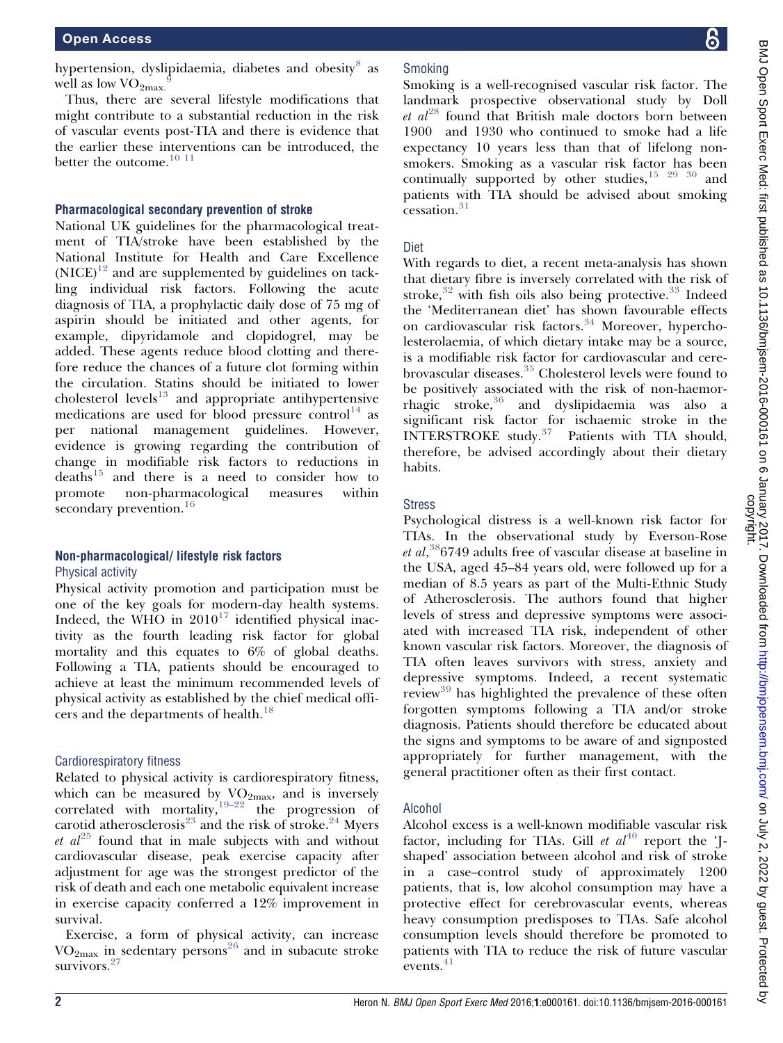hypertension, dyslipidaemia, diabetes and obesity[8] as well as low $VO_{2max}$.[9]

Thus, there are several lifestyle modifications that might contribute to a substantial reduction in the risk of vascular events post-TIA and there is evidence that the earlier these interventions can be introduced, the better the outcome.[10 11]

### Pharmacological secondary prevention of stroke

National UK guidelines for the pharmacological treatment of TIA/stroke have been established by the National Institute for Health and Care Excellence (NICE)[12] and are supplemented by guidelines on tackling individual risk factors. Following the acute diagnosis of TIA, a prophylactic daily dose of 75 mg of aspirin should be initiated and other agents, for example, dipyridamole and clopidogrel, may be added. These agents reduce blood clotting and therefore reduce the chances of a future clot forming within the circulation. Statins should be initiated to lower cholesterol levels[13] and appropriate antihypertensive medications are used for blood pressure control[14] as per national management guidelines. However, evidence is growing regarding the contribution of change in modifiable risk factors to reductions in deaths[15] and there is a need to consider how to promote non-pharmacological measures within secondary prevention.[16]

### Non-pharmacological/ lifestyle risk factors

#### Physical activity

Physical activity promotion and participation must be one of the key goals for modern-day health systems. Indeed, the WHO in 2010[17] identified physical inactivity as the fourth leading risk factor for global mortality and this equates to 6% of global deaths. Following a TIA, patients should be encouraged to achieve at least the minimum recommended levels of physical activity as established by the chief medical officers and the departments of health.[18]

#### Cardiorespiratory fitness

Related to physical activity is cardiorespiratory fitness, which can be measured by $VO_{2max}$, and is inversely correlated with mortality,[19–22] the progression of carotid atherosclerosis[23] and the risk of stroke.[24] Myers *et al*[25] found that in male subjects with and without cardiovascular disease, peak exercise capacity after adjustment for age was the strongest predictor of the risk of death and each one metabolic equivalent increase in exercise capacity conferred a 12% improvement in survival.

Exercise, a form of physical activity, can increase $VO_{2max}$ in sedentary persons[26] and in subacute stroke survivors.[27]

#### Smoking

Smoking is a well-recognised vascular risk factor. The landmark prospective observational study by Doll *et al*[28] found that British male doctors born between 1900 and 1930 who continued to smoke had a life expectancy 10 years less than that of lifelong non-smokers. Smoking as a vascular risk factor has been continually supported by other studies,[15 29 30] and patients with TIA should be advised about smoking cessation.[31]

#### Diet

With regards to diet, a recent meta-analysis has shown that dietary fibre is inversely correlated with the risk of stroke,[32] with fish oils also being protective.[33] Indeed the 'Mediterranean diet' has shown favourable effects on cardiovascular risk factors.[34] Moreover, hypercholesterolaemia, of which dietary intake may be a source, is a modifiable risk factor for cardiovascular and cerebrovascular diseases.[35] Cholesterol levels were found to be positively associated with the risk of non-haemorrhagic stroke,[36] and dyslipidaemia was also a significant risk factor for ischaemic stroke in the INTERSTROKE study.[37] Patients with TIA should, therefore, be advised accordingly about their dietary habits.

#### Stress

Psychological distress is a well-known risk factor for TIAs. In the observational study by Everson-Rose *et al*,[38] 6749 adults free of vascular disease at baseline in the USA, aged 45–84 years old, were followed up for a median of 8.5 years as part of the Multi-Ethnic Study of Atherosclerosis. The authors found that higher levels of stress and depressive symptoms were associated with increased TIA risk, independent of other known vascular risk factors. Moreover, the diagnosis of TIA often leaves survivors with stress, anxiety and depressive symptoms. Indeed, a recent systematic review[39] has highlighted the prevalence of these often forgotten symptoms following a TIA and/or stroke diagnosis. Patients should therefore be educated about the signs and symptoms to be aware of and signposted appropriately for further management, with the general practitioner often as their first contact.

#### Alcohol

Alcohol excess is a well-known modifiable vascular risk factor, including for TIAs. Gill *et al*[40] report the 'J-shaped' association between alcohol and risk of stroke in a case–control study of approximately 1200 patients, that is, low alcohol consumption may have a protective effect for cerebrovascular events, whereas heavy consumption predisposes to TIAs. Safe alcohol consumption levels should therefore be promoted to patients with TIA to reduce the risk of future vascular events.[41]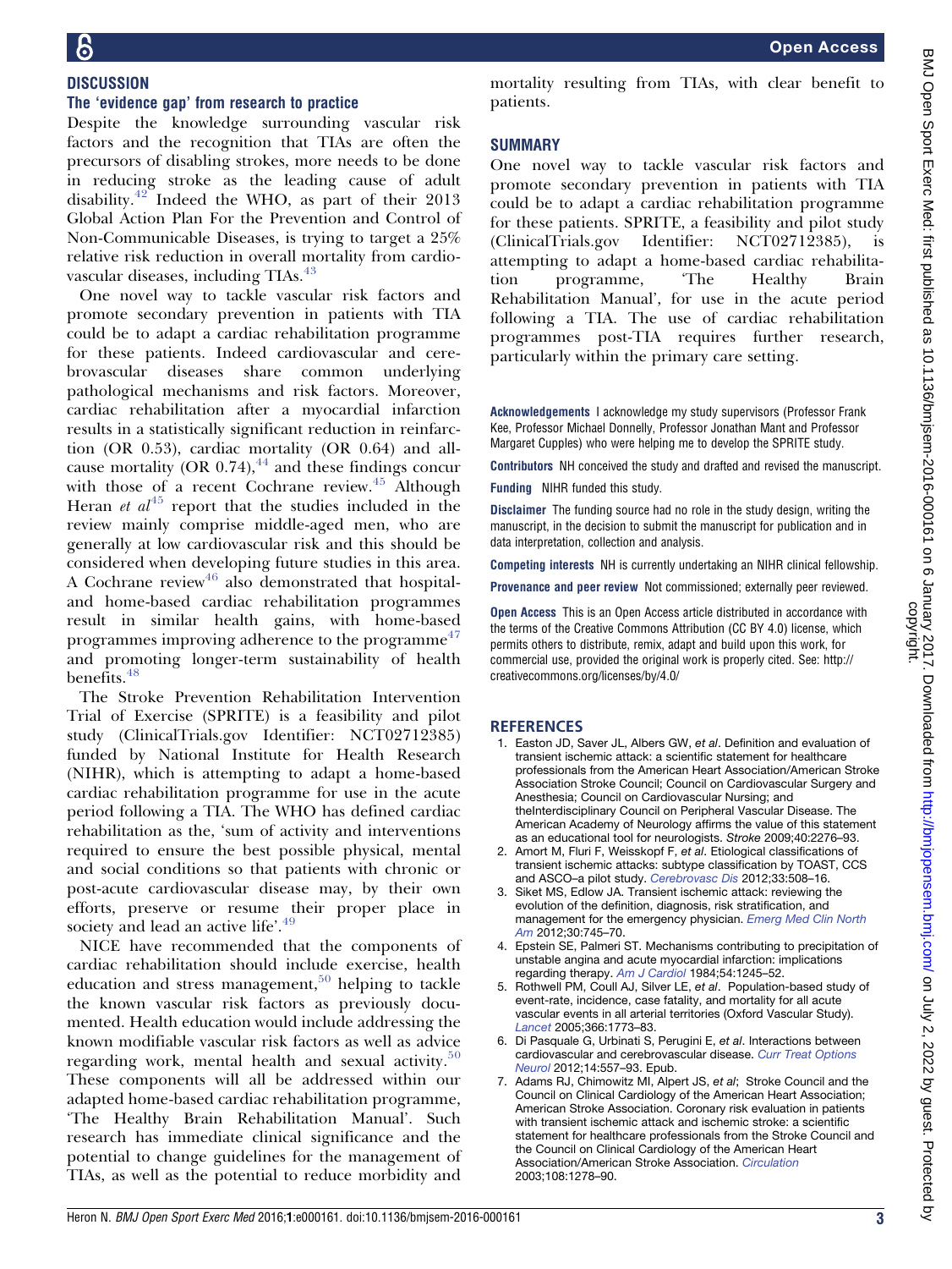## DISCUSSION

### The 'evidence gap' from research to practice

Despite the knowledge surrounding vascular risk factors and the recognition that TIAs are often the precursors of disabling strokes, more needs to be done in reducing stroke as the leading cause of adult disability.[42] Indeed the WHO, as part of their 2013 Global Action Plan For the Prevention and Control of Non-Communicable Diseases, is trying to target a 25% relative risk reduction in overall mortality from cardiovascular diseases, including TIAs.[43]

One novel way to tackle vascular risk factors and promote secondary prevention in patients with TIA could be to adapt a cardiac rehabilitation programme for these patients. Indeed cardiovascular and cerebrovascular diseases share common underlying pathological mechanisms and risk factors. Moreover, cardiac rehabilitation after a myocardial infarction results in a statistically significant reduction in reinfarction (OR 0.53), cardiac mortality (OR 0.64) and all-cause mortality (OR 0.74),[44] and these findings concur with those of a recent Cochrane review.[45] Although Heran *et al*[45] report that the studies included in the review mainly comprise middle-aged men, who are generally at low cardiovascular risk and this should be considered when developing future studies in this area. A Cochrane review[46] also demonstrated that hospital- and home-based cardiac rehabilitation programmes result in similar health gains, with home-based programmes improving adherence to the programme[47] and promoting longer-term sustainability of health benefits.[48]

The Stroke Prevention Rehabilitation Intervention Trial of Exercise (SPRITE) is a feasibility and pilot study (ClinicalTrials.gov Identifier: NCT02712385) funded by National Institute for Health Research (NIHR), which is attempting to adapt a home-based cardiac rehabilitation programme for use in the acute period following a TIA. The WHO has defined cardiac rehabilitation as the, 'sum of activity and interventions required to ensure the best possible physical, mental and social conditions so that patients with chronic or post-acute cardiovascular disease may, by their own efforts, preserve or resume their proper place in society and lead an active life'.[49]

NICE have recommended that the components of cardiac rehabilitation should include exercise, health education and stress management,[50] helping to tackle the known vascular risk factors as previously documented. Health education would include addressing the known modifiable vascular risk factors as well as advice regarding work, mental health and sexual activity.[50] These components will all be addressed within our adapted home-based cardiac rehabilitation programme, 'The Healthy Brain Rehabilitation Manual'. Such research has immediate clinical significance and the potential to change guidelines for the management of TIAs, as well as the potential to reduce morbidity and mortality resulting from TIAs, with clear benefit to patients.

## SUMMARY

One novel way to tackle vascular risk factors and promote secondary prevention in patients with TIA could be to adapt a cardiac rehabilitation programme for these patients. SPRITE, a feasibility and pilot study (ClinicalTrials.gov Identifier: NCT02712385), is attempting to adapt a home-based cardiac rehabilitation programme, 'The Healthy Brain Rehabilitation Manual', for use in the acute period following a TIA. The use of cardiac rehabilitation programmes post-TIA requires further research, particularly within the primary care setting.

**Acknowledgements** I acknowledge my study supervisors (Professor Frank Kee, Professor Michael Donnelly, Professor Jonathan Mant and Professor Margaret Cupples) who were helping me to develop the SPRITE study.

**Contributors** NH conceived the study and drafted and revised the manuscript.

**Funding** NIHR funded this study.

**Disclaimer** The funding source had no role in the study design, writing the manuscript, in the decision to submit the manuscript for publication and in data interpretation, collection and analysis.

**Competing interests** NH is currently undertaking an NIHR clinical fellowship.

**Provenance and peer review** Not commissioned; externally peer reviewed.

**Open Access** This is an Open Access article distributed in accordance with the terms of the Creative Commons Attribution (CC BY 4.0) license, which permits others to distribute, remix, adapt and build upon this work, for commercial use, provided the original work is properly cited. See: http://creativecommons.org/licenses/by/4.0/

## REFERENCES

1. Easton JD, Saver JL, Albers GW, *et al*. Definition and evaluation of transient ischemic attack: a scientific statement for healthcare professionals from the American Heart Association/American Stroke Association Stroke Council; Council on Cardiovascular Surgery and Anesthesia; Council on Cardiovascular Nursing; and theInterdisciplinary Council on Peripheral Vascular Disease. The American Academy of Neurology affirms the value of this statement as an educational tool for neurologists. *Stroke* 2009;40:2276–93.
2. Amort M, Fluri F, Weisskopf F, *et al*. Etiological classifications of transient ischemic attacks: subtype classification by TOAST, CCS and ASCO–a pilot study. *Cerebrovasc Dis* 2012;33:508–16.
3. Siket MS, Edlow JA. Transient ischemic attack: reviewing the evolution of the definition, diagnosis, risk stratification, and management for the emergency physician. *Emerg Med Clin North Am* 2012;30:745–70.
4. Epstein SE, Palmeri ST. Mechanisms contributing to precipitation of unstable angina and acute myocardial infarction: implications regarding therapy. *Am J Cardiol* 1984;54:1245–52.
5. Rothwell PM, Coull AJ, Silver LE, *et al*. Population-based study of event-rate, incidence, case fatality, and mortality for all acute vascular events in all arterial territories (Oxford Vascular Study). *Lancet* 2005;366:1773–83.
6. Di Pasquale G, Urbinati S, Perugini E, *et al*. Interactions between cardiovascular and cerebrovascular disease. *Curr Treat Options Neurol* 2012;14:557–93. Epub.
7. Adams RJ, Chimowitz MI, Alpert JS, *et al*; Stroke Council and the Council on Clinical Cardiology of the American Heart Association; American Stroke Association. Coronary risk evaluation in patients with transient ischemic attack and ischemic stroke: a scientific statement for healthcare professionals from the Stroke Council and the Council on Clinical Cardiology of the American Heart Association/American Stroke Association. *Circulation* 2003;108:1278–90.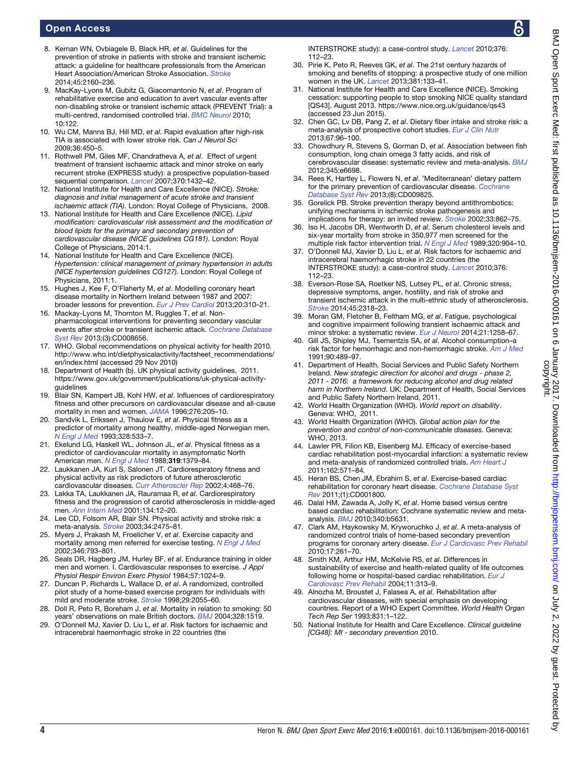8. Kernan WN, Ovbiagele B, Black HR, *et al*. Guidelines for the prevention of stroke in patients with stroke and transient ischemic attack: a guideline for healthcare professionals from the American Heart Association/American Stroke Association. *Stroke* 2014;45:2160–236.
9. MacKay-Lyons M, Gubitz G, Giacomantonio N, *et al*. Program of rehabilitative exercise and education to avert vascular events after non-disabling stroke or transient ischemic attack (PREVENT Trial): a multi-centred, randomised controlled trial. *BMC Neurol* 2010; 10:122.
10. Wu CM, Manns BJ, Hill MD, *et al*. Rapid evaluation after high-risk TIA is associated with lower stroke risk. *Can J Neurol Sci* 2009;36:450–5.
11. Rothwell PM, Giles MF, Chandratheva A, *et al*. Effect of urgent treatment of transient ischaemic attack and minor stroke on early recurrent stroke (EXPRESS study): a prospective population-based sequential comparison. *Lancet* 2007;370:1432–42.
12. National Institute for Health and Care Excellence (NICE). *Stroke: diagnosis and initial management of acute stroke and transient ischaemic attack (TIA)*. London: Royal College of Physicians, 2008.
13. National Institute for Health and Care Excellence (NICE). *Lipid modification: cardiovascular risk assessment and the modification of blood lipids for the primary and secondary prevention of cardiovascular disease (NICE guidelines CG181)*. London: Royal College of Physicians, 2014:1.
14. National Institute for Health and Care Excellence (NICE). *Hypertension: clinical management of primary hypertension in adults (NICE hypertension guidelines CG127)*. London: Royal College of Physicians, 2011:1.
15. Hughes J, Kee F, O'Flaherty M, *et al*. Modelling coronary heart disease mortality in Northern Ireland between 1987 and 2007: broader lessons for prevention. *Eur J Prev Cardiol* 2013;20:310–21.
16. Mackay-Lyons M, Thornton M, Ruggles T, *et al*. Non-pharmacological interventions for preventing secondary vascular events after stroke or transient ischemic attack. *Cochrane Database Syst Rev* 2013;(3):CD008656.
17. WHO. Global recommendations on physical activity for health 2010. http://www.who.int/dietphysicalactivity/factsheet_recommendations/en/index.html (accessed 29 Nov 2010)
18. Department of Health (b). UK physical activity guidelines, 2011. https://www.gov.uk/government/publications/uk-physical-activity-guidelines
19. Blair SN, Kampert JB, Kohl HW, *et al*. Influences of cardiorespiratory fitness and other precursors on cardiovascular disease and all-cause mortality in men and women. *JAMA* 1996;276:205–10.
20. Sandvik L, Erikssen J, Thaulow E, *et al*. Physical fitness as a predictor of mortality among healthy, middle-aged Norwegian men. *N Engl J Med* 1993;328:533–7.
21. Ekelund LG, Haskell WL, Johnson JL, *et al*. Physical fitness as a predictor of cardiovascular mortality in asymptomatic North American men. *N Engl J Med* 1988;**319**:1379–84.
22. Laukkanen JA, Kurl S, Salonen JT. Cardiorespiratory fitness and physical activity as risk predictors of future atherosclerotic cardiovascular diseases. *Curr Atheroscler Rep* 2002;4:468–76.
23. Lakka TA, Laukkanen JA, Rauramaa R, *et al*. Cardiorespiratory fitness and the progression of carotid atherosclerosis in middle-aged men. *Ann Intern Med* 2001;134:12–20.
24. Lee CD, Folsom AR, Blair SN. Physical activity and stroke risk: a meta-analysis. *Stroke* 2003;34:2475–81.
25. Myers J, Prakash M, Froelicher V, *et al*. Exercise capacity and mortality among men referred for exercise testing. *N Engl J Med* 2002;346:793–801.
26. Seals DR, Hagberg JM, Hurley BF, *et al*. Endurance training in older men and women. I. Cardiovascular responses to exercise. *J Appl Physiol Respir Environ Exerc Physiol* 1984;57:1024–9.
27. Duncan P, Richards L, Wallace D, *et al*. A randomized, controlled pilot study of a home-based exercise program for individuals with mild and moderate stroke. *Stroke* 1998;29:2055–60.
28. Doll R, Peto R, Boreham J, *et al*. Mortality in relation to smoking: 50 years' observations on male British doctors. *BMJ* 2004;328:1519.
29. O'Donnell MJ, Xavier D, Liu L, *et al*. Risk factors for ischaemic and intracerebral haemorrhagic stroke in 22 countries (the INTERSTROKE study): a case-control study. *Lancet* 2010;376: 112–23.
30. Pirie K, Peto R, Reeves GK, *et al*. The 21st century hazards of smoking and benefits of stopping: a prospective study of one million women in the UK. *Lancet* 2013;381:133–41.
31. National Institute for Health and Care Excellence (NICE). Smoking cessation: supporting people to stop smoking NICE quality standard [QS43]. August 2013. https://www.nice.org.uk/guidance/qs43 (accessed 23 Jun 2015).
32. Chen GC, Lv DB, Pang Z, *et al*. Dietary fiber intake and stroke risk: a meta-analysis of prospective cohort studies. *Eur J Clin Nutr* 2013;67:96–100.
33. Chowdhury R, Stevens S, Gorman D, *et al*. Association between fish consumption, long chain omega 3 fatty acids, and risk of cerebrovascular disease: systematic review and meta-analysis. *BMJ* 2012;345:e6698.
34. Rees K, Hartley L, Flowers N, *et al*. 'Mediterranean' dietary pattern for the primary prevention of cardiovascular disease. *Cochrane Database Syst Rev* 2013;(8):CD009825.
35. Gorelick PB. Stroke prevention therapy beyond antithrombotics: unifying mechanisms in ischemic stroke pathogenesis and implications for therapy: an invited review. *Stroke* 2002;33:862–75.
36. Iso H, Jacobs DR, Wentworth D, *et al*. Serum cholesterol levels and six-year mortality from stroke in 350,977 men screened for the multiple risk factor intervention trial. *N Engl J Med* 1989;320:904–10.
37. O'Donnell MJ, Xavier D, Liu L, *et al*. Risk factors for ischaemic and intracerebral haemorrhagic stroke in 22 countries (the INTERSTROKE study): a case-control study. *Lancet* 2010;376: 112–23.
38. Everson-Rose SA, Roetker NS, Lutsey PL, *et al*. Chronic stress, depressive symptoms, anger, hostility, and risk of stroke and transient ischemic attack in the multi-ethnic study of atherosclerosis. *Stroke* 2014;45:2318–23.
39. Moran GM, Fletcher B, Feltham MG, *et al*. Fatigue, psychological and cognitive impairment following transient ischaemic attack and minor stroke: a systematic review. *Eur J Neurol* 2014;21:1258–67.
40. Gill JS, Shipley MJ, Tsementzis SA, *et al*. Alcohol consumption–a risk factor for hemorrhagic and non-hemorrhagic stroke. *Am J Med* 1991;90:489–97.
41. Department of Health, Social Services and Public Safety Northern Ireland. *New strategic direction for alcohol and drugs - phase 2, 2011 - 2016: a framework for reducing alcohol and drug related harm in Northern Ireland*. UK: Department of Health, Social Services and Public Safety Northern Ireland, 2011.
42. World Health Organization (WHO). *World report on disability*. Geneva: WHO, 2011.
43. World Health Organization (WHO). *Global action plan for the prevention and control of non-communicable diseases*. Geneva: WHO, 2013.
44. Lawler PR, Filion KB, Eisenberg MJ. Efficacy of exercise-based cardiac rehabilitation post-myocardial infarction: a systematic review and meta-analysis of randomized controlled trials. *Am Heart J* 2011;162:571–84.
45. Heran BS, Chen JM, Ebrahim S, *et al*. Exercise-based cardiac rehabilitation for coronary heart disease. *Cochrane Database Syst Rev* 2011;(1):CD001800.
46. Dalal HM, Zawada A, Jolly K, *et al*. Home based versus centre based cardiac rehabilitation: Cochrane systematic review and meta-analysis. *BMJ* 2010;340:b5631.
47. Clark AM, Haykowsky M, Kryworuchko J, *et al*. A meta-analysis of randomized control trials of home-based secondary prevention programs for coronary artery disease. *Eur J Cardiovasc Prev Rehabil* 2010;17:261–70.
48. Smith KM, Arthur HM, McKelvie RS, *et al*. Differences in sustainability of exercise and health-related quality of life outcomes following home or hospital-based cardiac rehabilitation. *Eur J Cardiovasc Prev Rehabil* 2004;11:313–9.
49. Alnozha M, Broustet J, Falasea A, *et al*. Rehabilitation after cardiovascular diseases, with special emphasis on developing countries. Report of a WHO Expert Committee. *World Health Organ Tech Rep Ser* 1993;831:1–122.
50. National Institute for Health and Care Excellence. *Clinical guideline [CG48]: MI - secondary prevention* 2010.